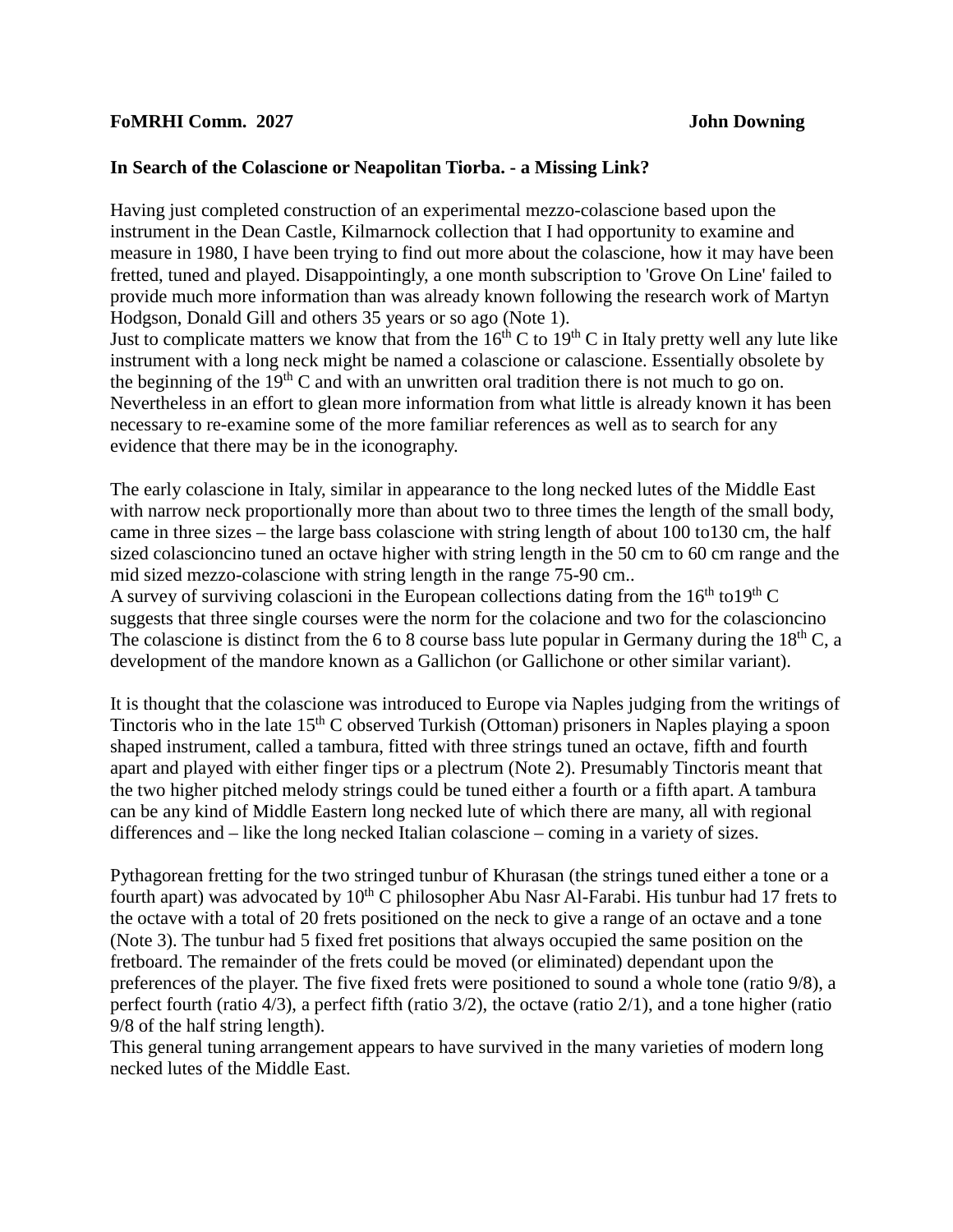**FoMRHI Comm. 2027** **John Downing**

**In Search of the Colascione or Neapolitan Tiorba. - a Missing Link?**

Having just completed construction of an experimental mezzo-colascione based upon the instrument in the Dean Castle, Kilmarnock collection that I had opportunity to examine and measure in 1980, I have been trying to find out more about the colascione, how it may have been fretted, tuned and played. Disappointingly, a one month subscription to 'Grove On Line' failed to provide much more information than was already known following the research work of Martyn Hodgson, Donald Gill and others 35 years or so ago (Note 1).
Just to complicate matters we know that from the 16th C to 19th C in Italy pretty well any lute like instrument with a long neck might be named a colascione or calascione. Essentially obsolete by the beginning of the 19th C and with an unwritten oral tradition there is not much to go on. Nevertheless in an effort to glean more information from what little is already known it has been necessary to re-examine some of the more familiar references as well as to search for any evidence that there may be in the iconography.

The early colascione in Italy, similar in appearance to the long necked lutes of the Middle East with narrow neck proportionally more than about two to three times the length of the small body, came in three sizes – the large bass colascione with string length of about 100 to130 cm, the half sized colascioncino tuned an octave higher with string length in the 50 cm to 60 cm range and the mid sized mezzo-colascione with string length in the range 75-90 cm..
A survey of surviving colascioni in the European collections dating from the 16th to19th C suggests that three single courses were the norm for the colacione and two for the colascioncino
The colascione is distinct from the 6 to 8 course bass lute popular in Germany during the 18th C, a development of the mandore known as a Gallichon (or Gallichone or other similar variant).

It is thought that the colascione was introduced to Europe via Naples judging from the writings of Tinctoris who in the late 15th C observed Turkish (Ottoman) prisoners in Naples playing a spoon shaped instrument, called a tambura, fitted with three strings tuned an octave, fifth and fourth apart and played with either finger tips or a plectrum (Note 2). Presumably Tinctoris meant that the two higher pitched melody strings could be tuned either a fourth or a fifth apart. A tambura can be any kind of Middle Eastern long necked lute of which there are many, all with regional differences and – like the long necked Italian colascione – coming in a variety of sizes.

Pythagorean fretting for the two stringed tunbur of Khurasan (the strings tuned either a tone or a fourth apart) was advocated by 10th C philosopher Abu Nasr Al-Farabi. His tunbur had 17 frets to the octave with a total of 20 frets positioned on the neck to give a range of an octave and a tone (Note 3). The tunbur had 5 fixed fret positions that always occupied the same position on the fretboard. The remainder of the frets could be moved (or eliminated) dependant upon the preferences of the player. The five fixed frets were positioned to sound a whole tone (ratio 9/8), a perfect fourth (ratio 4/3), a perfect fifth (ratio 3/2), the octave (ratio 2/1), and a tone higher (ratio 9/8 of the half string length).
This general tuning arrangement appears to have survived in the many varieties of modern long necked lutes of the Middle East.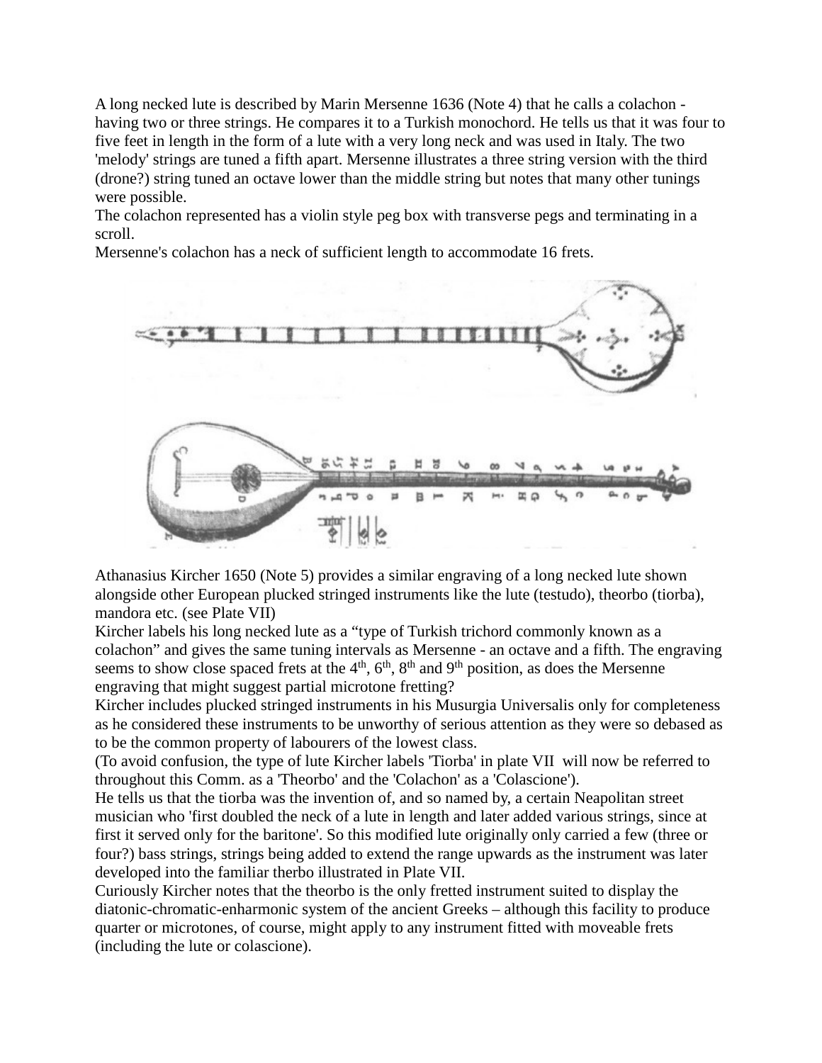A long necked lute is described by Marin Mersenne 1636 (Note 4) that he calls a colachon - having two or three strings. He compares it to a Turkish monochord. He tells us that it was four to five feet in length in the form of a lute with a very long neck and was used in Italy. The two 'melody' strings are tuned a fifth apart. Mersenne illustrates a three string version with the third (drone?) string tuned an octave lower than the middle string but notes that many other tunings were possible.
The colachon represented has a violin style peg box with transverse pegs and terminating in a scroll.
Mersenne's colachon has a neck of sufficient length to accommodate 16 frets.

Athanasius Kircher 1650 (Note 5) provides a similar engraving of a long necked lute shown alongside other European plucked stringed instruments like the lute (testudo), theorbo (tiorba), mandora etc. (see Plate VII)
Kircher labels his long necked lute as a "type of Turkish trichord commonly known as a colachon" and gives the same tuning intervals as Mersenne - an octave and a fifth. The engraving seems to show close spaced frets at the 4th, 6th, 8th and 9th position, as does the Mersenne engraving that might suggest partial microtone fretting?
Kircher includes plucked stringed instruments in his Musurgia Universalis only for completeness as he considered these instruments to be unworthy of serious attention as they were so debased as to be the common property of labourers of the lowest class.
(To avoid confusion, the type of lute Kircher labels 'Tiorba' in plate VII will now be referred to throughout this Comm. as a 'Theorbo' and the 'Colachon' as a 'Colascione').
He tells us that the tiorba was the invention of, and so named by, a certain Neapolitan street musician who 'first doubled the neck of a lute in length and later added various strings, since at first it served only for the baritone'. So this modified lute originally only carried a few (three or four?) bass strings, strings being added to extend the range upwards as the instrument was later developed into the familiar therbo illustrated in Plate VII.
Curiously Kircher notes that the theorbo is the only fretted instrument suited to display the diatonic-chromatic-enharmonic system of the ancient Greeks – although this facility to produce quarter or microtones, of course, might apply to any instrument fitted with moveable frets (including the lute or colascione).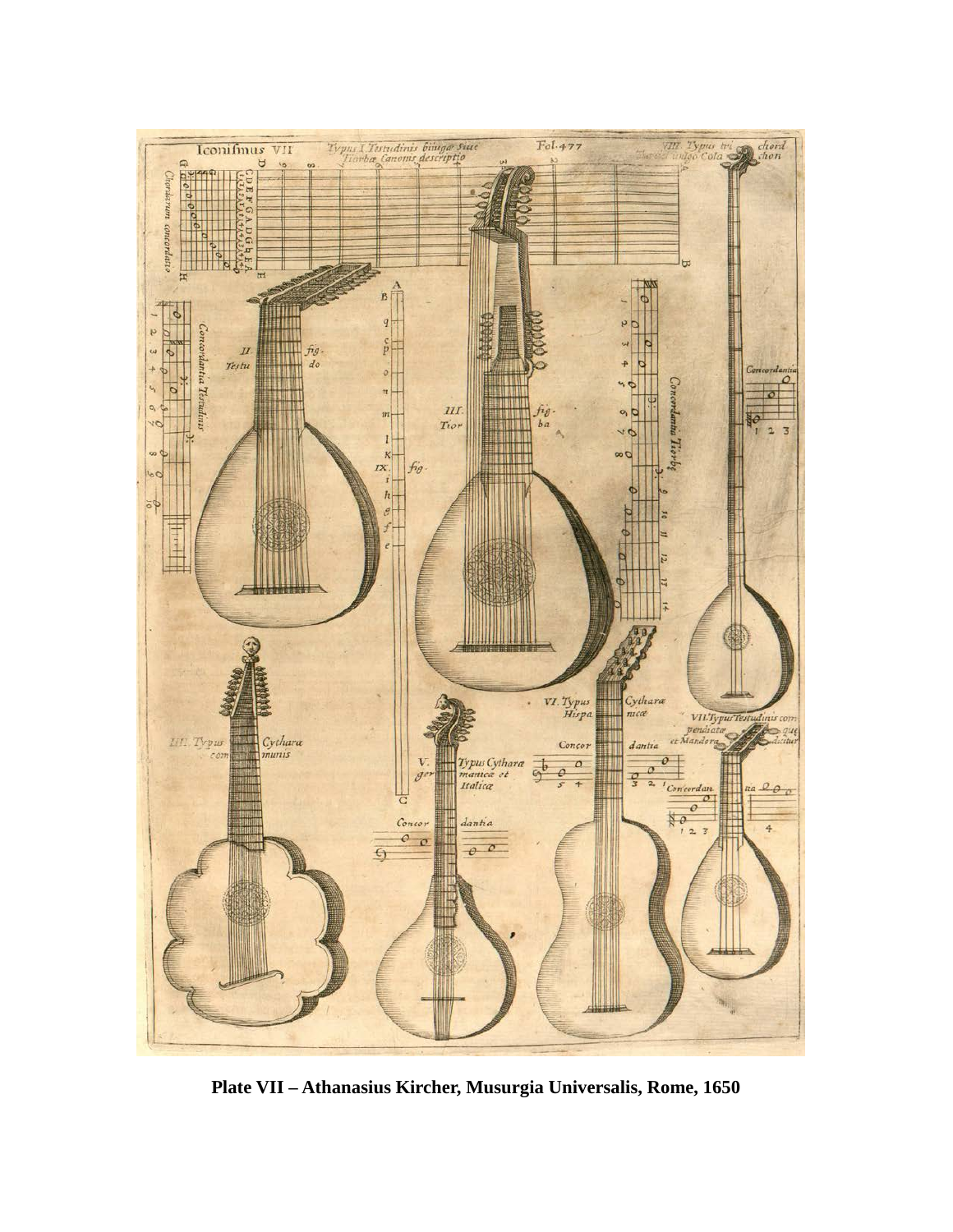**Plate VII – Athanasius Kircher, Musurgia Universalis, Rome, 1650**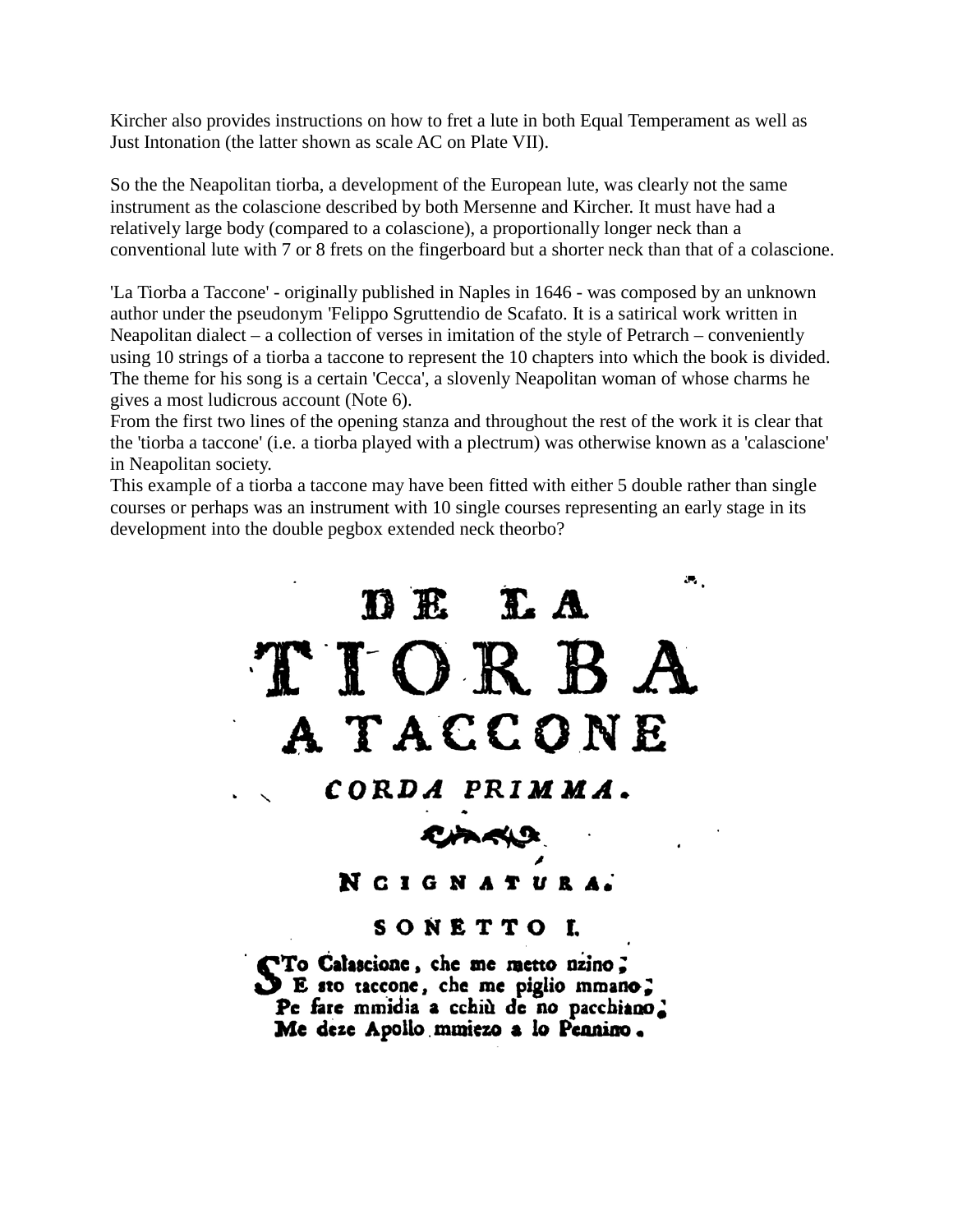Kircher also provides instructions on how to fret a lute in both Equal Temperament as well as Just Intonation (the latter shown as scale AC on Plate VII).

So the the Neapolitan tiorba, a development of the European lute, was clearly not the same instrument as the colascione described by both Mersenne and Kircher. It must have had a relatively large body (compared to a colascione), a proportionally longer neck than a conventional lute with 7 or 8 frets on the fingerboard but a shorter neck than that of a colascione.

'La Tiorba a Taccone' - originally published in Naples in 1646 - was composed by an unknown author under the pseudonym 'Felippo Sgruttendio de Scafato. It is a satirical work written in Neapolitan dialect – a collection of verses in imitation of the style of Petrarch – conveniently using 10 strings of a tiorba a taccone to represent the 10 chapters into which the book is divided. The theme for his song is a certain 'Cecca', a slovenly Neapolitan woman of whose charms he gives a most ludicrous account (Note 6).
From the first two lines of the opening stanza and throughout the rest of the work it is clear that the 'tiorba a taccone' (i.e. a tiorba played with a plectrum) was otherwise known as a 'calascione' in Neapolitan society.
This example of a tiorba a taccone may have been fitted with either 5 double rather than single courses or perhaps was an instrument with 10 single courses representing an early stage in its development into the double pegbox extended neck theorbo?

# DE LA TIORBA A TACCONE

## CORDA PRIMMA.

### NCIGNATURA.

### SONETTO I.

STo Calascione, che me metto nzino;
E sto taccone, che me piglio mmano;
Pe fare mmidia a cchiù de no pacchiano;
Me deze Apollo mmiezo a lo Pennino.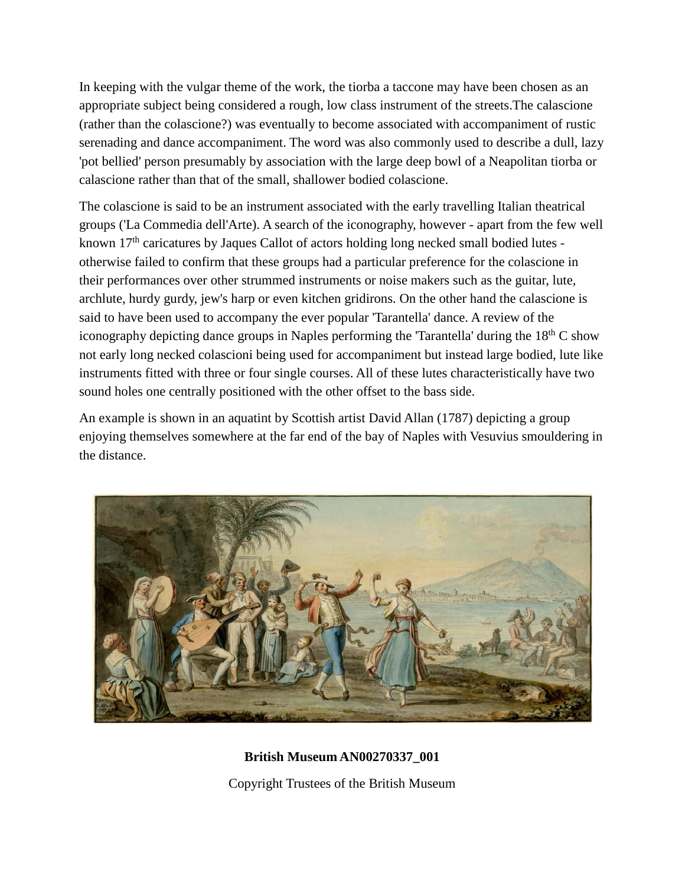In keeping with the vulgar theme of the work, the tiorba a taccone may have been chosen as an appropriate subject being considered a rough, low class instrument of the streets.The calascione (rather than the colascione?) was eventually to become associated with accompaniment of rustic serenading and dance accompaniment. The word was also commonly used to describe a dull, lazy 'pot bellied' person presumably by association with the large deep bowl of a Neapolitan tiorba or calascione rather than that of the small, shallower bodied colascione.

The colascione is said to be an instrument associated with the early travelling Italian theatrical groups ('La Commedia dell'Arte). A search of the iconography, however - apart from the few well known 17th caricatures by Jaques Callot of actors holding long necked small bodied lutes - otherwise failed to confirm that these groups had a particular preference for the colascione in their performances over other strummed instruments or noise makers such as the guitar, lute, archlute, hurdy gurdy, jew's harp or even kitchen gridirons. On the other hand the calascione is said to have been used to accompany the ever popular 'Tarantella' dance. A review of the iconography depicting dance groups in Naples performing the 'Tarantella' during the 18th C show not early long necked colascioni being used for accompaniment but instead large bodied, lute like instruments fitted with three or four single courses. All of these lutes characteristically have two sound holes one centrally positioned with the other offset to the bass side.

An example is shown in an aquatint by Scottish artist David Allan (1787) depicting a group enjoying themselves somewhere at the far end of the bay of Naples with Vesuvius smouldering in the distance.

**British Museum AN00270337_001**

Copyright Trustees of the British Museum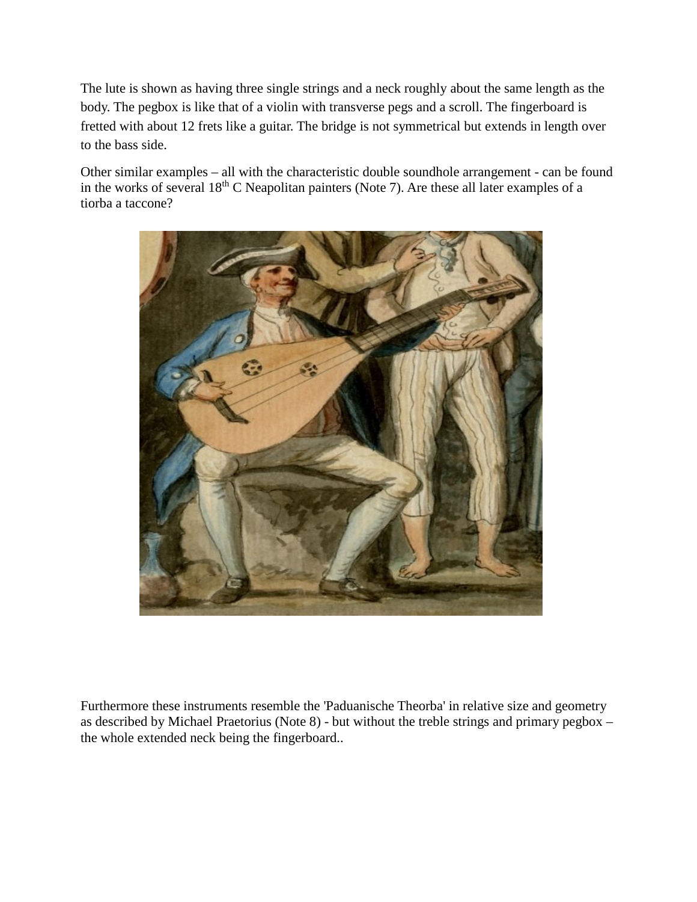The lute is shown as having three single strings and a neck roughly about the same length as the body. The pegbox is like that of a violin with transverse pegs and a scroll. The fingerboard is fretted with about 12 frets like a guitar. The bridge is not symmetrical but extends in length over to the bass side.

Other similar examples – all with the characteristic double soundhole arrangement - can be found in the works of several 18th C Neapolitan painters (Note 7). Are these all later examples of a tiorba a taccone?

Furthermore these instruments resemble the 'Paduanische Theorba' in relative size and geometry as described by Michael Praetorius (Note 8) - but without the treble strings and primary pegbox – the whole extended neck being the fingerboard..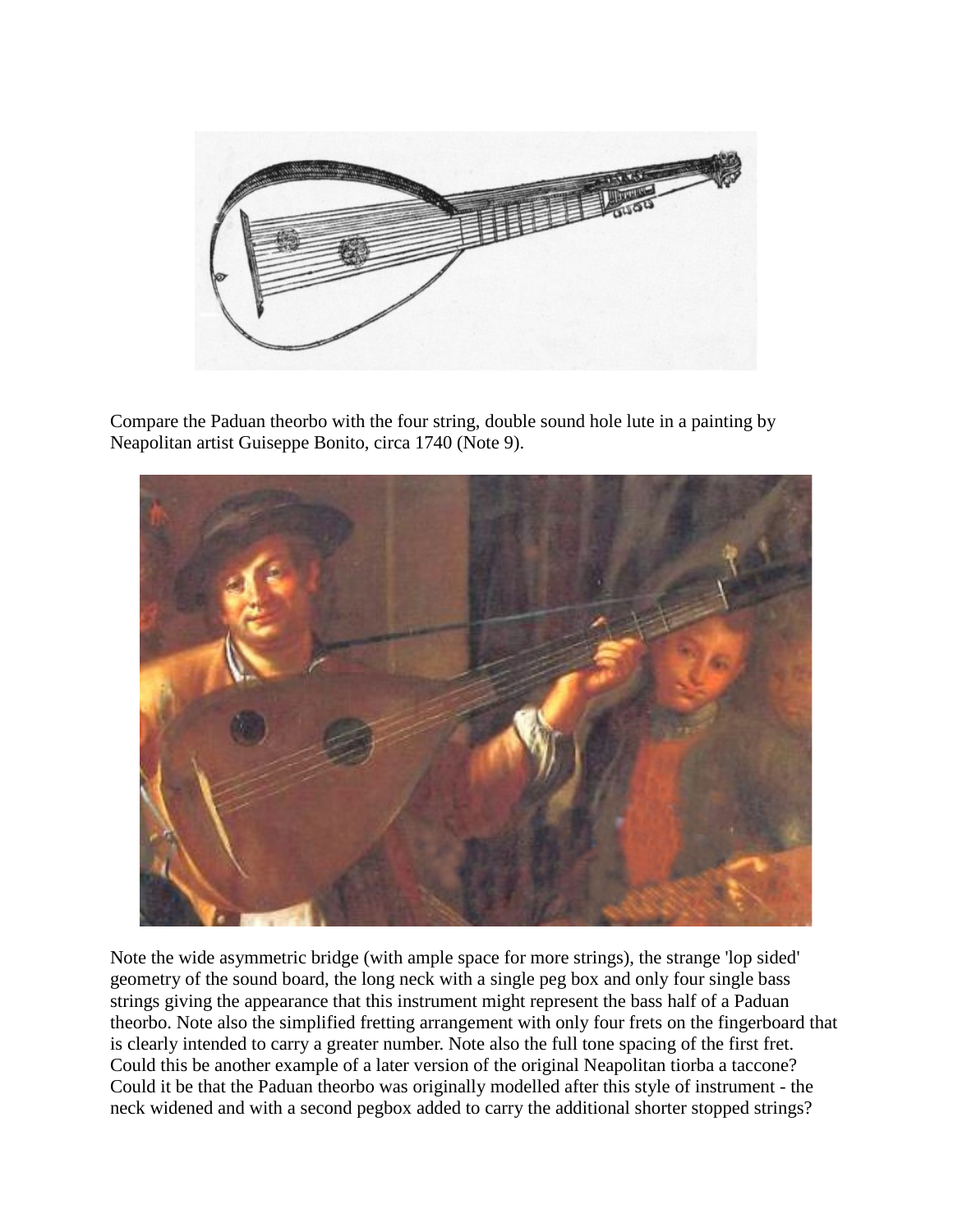Compare the Paduan theorbo with the four string, double sound hole lute in a painting by Neapolitan artist Guiseppe Bonito, circa 1740 (Note 9).

Note the wide asymmetric bridge (with ample space for more strings), the strange 'lop sided' geometry of the sound board, the long neck with a single peg box and only four single bass strings giving the appearance that this instrument might represent the bass half of a Paduan theorbo. Note also the simplified fretting arrangement with only four frets on the fingerboard that is clearly intended to carry a greater number. Note also the full tone spacing of the first fret. Could this be another example of a later version of the original Neapolitan tiorba a taccone? Could it be that the Paduan theorbo was originally modelled after this style of instrument - the neck widened and with a second pegbox added to carry the additional shorter stopped strings?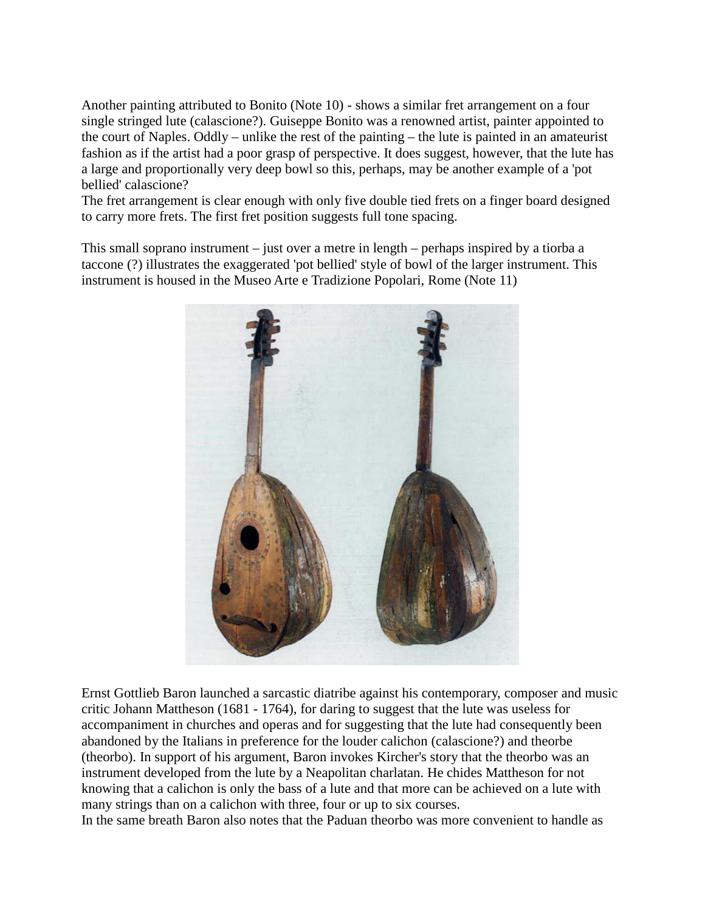Another painting attributed to Bonito (Note 10) - shows a similar fret arrangement on a four single stringed lute (calascione?). Guiseppe Bonito was a renowned artist, painter appointed to the court of Naples. Oddly – unlike the rest of the painting – the lute is painted in an amateurist fashion as if the artist had a poor grasp of perspective. It does suggest, however, that the lute has a large and proportionally very deep bowl so this, perhaps, may be another example of a 'pot bellied' calascione?
The fret arrangement is clear enough with only five double tied frets on a finger board designed to carry more frets. The first fret position suggests full tone spacing.

This small soprano instrument – just over a metre in length – perhaps inspired by a tiorba a taccone (?) illustrates the exaggerated 'pot bellied' style of bowl of the larger instrument. This instrument is housed in the Museo Arte e Tradizione Popolari, Rome (Note 11)

Ernst Gottlieb Baron launched a sarcastic diatribe against his contemporary, composer and music critic Johann Mattheson (1681 - 1764), for daring to suggest that the lute was useless for accompaniment in churches and operas and for suggesting that the lute had consequently been abandoned by the Italians in preference for the louder calichon (calascione?) and theorbe (theorbo). In support of his argument, Baron invokes Kircher's story that the theorbo was an instrument developed from the lute by a Neapolitan charlatan. He chides Mattheson for not knowing that a calichon is only the bass of a lute and that more can be achieved on a lute with many strings than on a calichon with three, four or up to six courses.
In the same breath Baron also notes that the Paduan theorbo was more convenient to handle as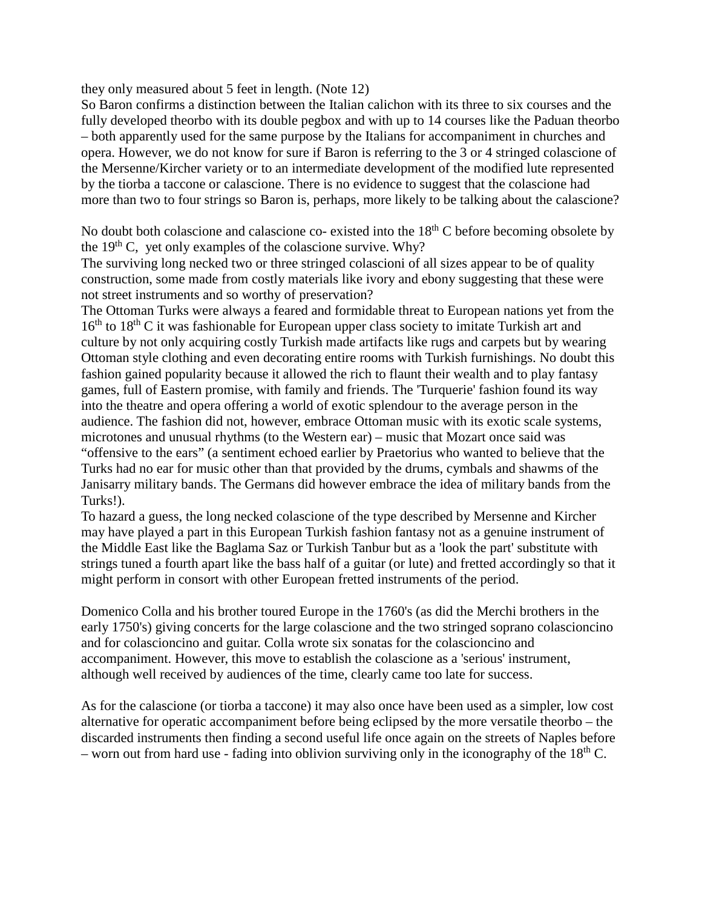they only measured about 5 feet in length. (Note 12)

So Baron confirms a distinction between the Italian calichon with its three to six courses and the fully developed theorbo with its double pegbox and with up to 14 courses like the Paduan theorbo – both apparently used for the same purpose by the Italians for accompaniment in churches and opera. However, we do not know for sure if Baron is referring to the 3 or 4 stringed colascione of the Mersenne/Kircher variety or to an intermediate development of the modified lute represented by the tiorba a taccone or calascione. There is no evidence to suggest that the colascione had more than two to four strings so Baron is, perhaps, more likely to be talking about the calascione?

No doubt both colascione and calascione co- existed into the 18th C before becoming obsolete by the 19th C, yet only examples of the colascione survive. Why?

The surviving long necked two or three stringed colascioni of all sizes appear to be of quality construction, some made from costly materials like ivory and ebony suggesting that these were not street instruments and so worthy of preservation?

The Ottoman Turks were always a feared and formidable threat to European nations yet from the 16th to 18th C it was fashionable for European upper class society to imitate Turkish art and culture by not only acquiring costly Turkish made artifacts like rugs and carpets but by wearing Ottoman style clothing and even decorating entire rooms with Turkish furnishings. No doubt this fashion gained popularity because it allowed the rich to flaunt their wealth and to play fantasy games, full of Eastern promise, with family and friends. The 'Turquerie' fashion found its way into the theatre and opera offering a world of exotic splendour to the average person in the audience. The fashion did not, however, embrace Ottoman music with its exotic scale systems, microtones and unusual rhythms (to the Western ear) – music that Mozart once said was "offensive to the ears" (a sentiment echoed earlier by Praetorius who wanted to believe that the Turks had no ear for music other than that provided by the drums, cymbals and shawms of the Janisarry military bands. The Germans did however embrace the idea of military bands from the Turks!).

To hazard a guess, the long necked colascione of the type described by Mersenne and Kircher may have played a part in this European Turkish fashion fantasy not as a genuine instrument of the Middle East like the Baglama Saz or Turkish Tanbur but as a 'look the part' substitute with strings tuned a fourth apart like the bass half of a guitar (or lute) and fretted accordingly so that it might perform in consort with other European fretted instruments of the period.

Domenico Colla and his brother toured Europe in the 1760's (as did the Merchi brothers in the early 1750's) giving concerts for the large colascione and the two stringed soprano colascioncino and for colascioncino and guitar. Colla wrote six sonatas for the colascioncino and accompaniment. However, this move to establish the colascione as a 'serious' instrument, although well received by audiences of the time, clearly came too late for success.

As for the calascione (or tiorba a taccone) it may also once have been used as a simpler, low cost alternative for operatic accompaniment before being eclipsed by the more versatile theorbo – the discarded instruments then finding a second useful life once again on the streets of Naples before – worn out from hard use - fading into oblivion surviving only in the iconography of the 18th C.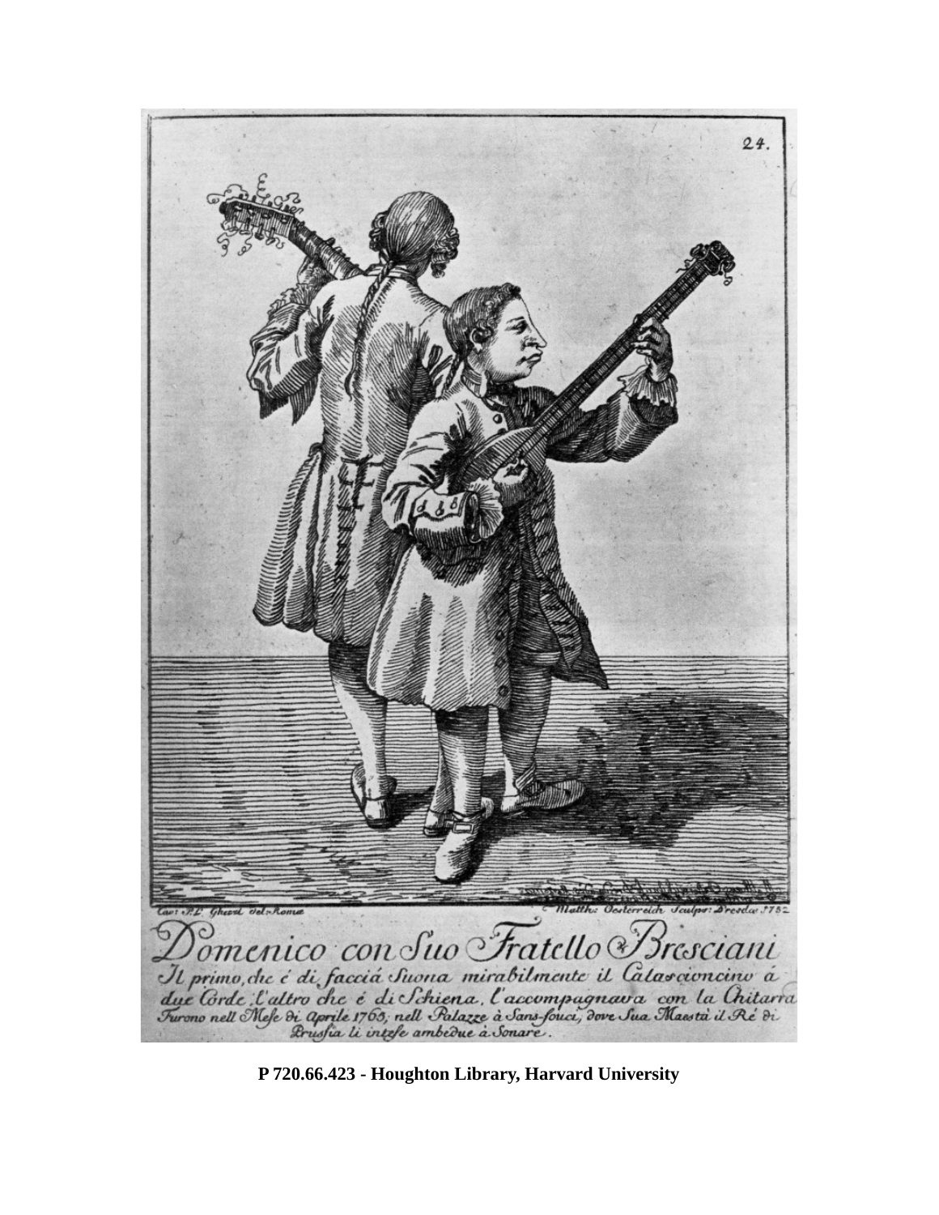24.

Cav: P.L. Ghezzi del: Roma          Matth: Oesterreich Sculps: Dresda: 1752

Domenico con Suo Fratello Bresciani

Il primo, che é di facciá Suona mirabilmente il Calascioncino á due Corde; l'altro che é di Schiena, l'accompagnava con la Chitarra Furono nell Mese di Aprile 1763; nell Palazze à Sans-souci, dove Sua Maestà il Ré di Prussia li intese ambedue à Sonare.

**P 720.66.423 - Houghton Library, Harvard University**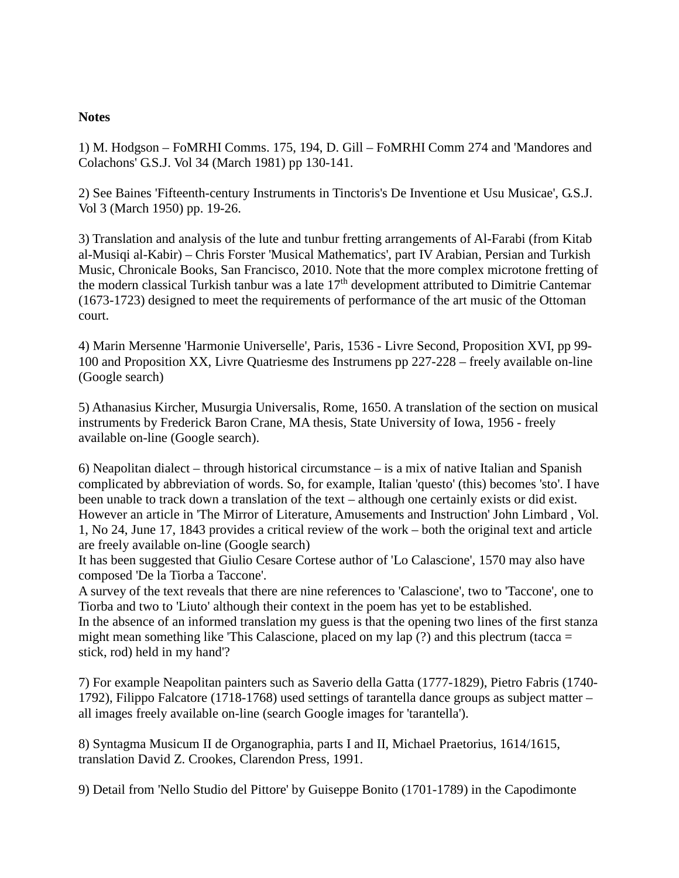**Notes**

1) M. Hodgson – FoMRHI Comms. 175, 194, D. Gill – FoMRHI Comm 274 and 'Mandores and Colachons' G.S.J. Vol 34 (March 1981) pp 130-141.

2) See Baines 'Fifteenth-century Instruments in Tinctoris's De Inventione et Usu Musicae', G.S.J. Vol 3 (March 1950) pp. 19-26.

3) Translation and analysis of the lute and tunbur fretting arrangements of Al-Farabi (from Kitab al-Musiqi al-Kabir) – Chris Forster 'Musical Mathematics', part IV Arabian, Persian and Turkish Music, Chronicale Books, San Francisco, 2010. Note that the more complex microtone fretting of the modern classical Turkish tanbur was a late 17th development attributed to Dimitrie Cantemar (1673-1723) designed to meet the requirements of performance of the art music of the Ottoman court.

4) Marin Mersenne 'Harmonie Universelle', Paris, 1536 - Livre Second, Proposition XVI, pp 99-100 and Proposition XX, Livre Quatriesme des Instrumens pp 227-228 – freely available on-line (Google search)

5) Athanasius Kircher, Musurgia Universalis, Rome, 1650. A translation of the section on musical instruments by Frederick Baron Crane, MA thesis, State University of Iowa, 1956 - freely available on-line (Google search).

6) Neapolitan dialect – through historical circumstance – is a mix of native Italian and Spanish complicated by abbreviation of words. So, for example, Italian 'questo' (this) becomes 'sto'. I have been unable to track down a translation of the text – although one certainly exists or did exist. However an article in 'The Mirror of Literature, Amusements and Instruction' John Limbard , Vol. 1, No 24, June 17, 1843 provides a critical review of the work – both the original text and article are freely available on-line (Google search)
It has been suggested that Giulio Cesare Cortese author of 'Lo Calascione', 1570 may also have composed 'De la Tiorba a Taccone'.
A survey of the text reveals that there are nine references to 'Calascione', two to 'Taccone', one to Tiorba and two to 'Liuto' although their context in the poem has yet to be established.
In the absence of an informed translation my guess is that the opening two lines of the first stanza might mean something like 'This Calascione, placed on my lap (?) and this plectrum (tacca = stick, rod) held in my hand'?

7) For example Neapolitan painters such as Saverio della Gatta (1777-1829), Pietro Fabris (1740-1792), Filippo Falcatore (1718-1768) used settings of tarantella dance groups as subject matter – all images freely available on-line (search Google images for 'tarantella').

8) Syntagma Musicum II de Organographia, parts I and II, Michael Praetorius, 1614/1615, translation David Z. Crookes, Clarendon Press, 1991.

9) Detail from 'Nello Studio del Pittore' by Guiseppe Bonito (1701-1789) in the Capodimonte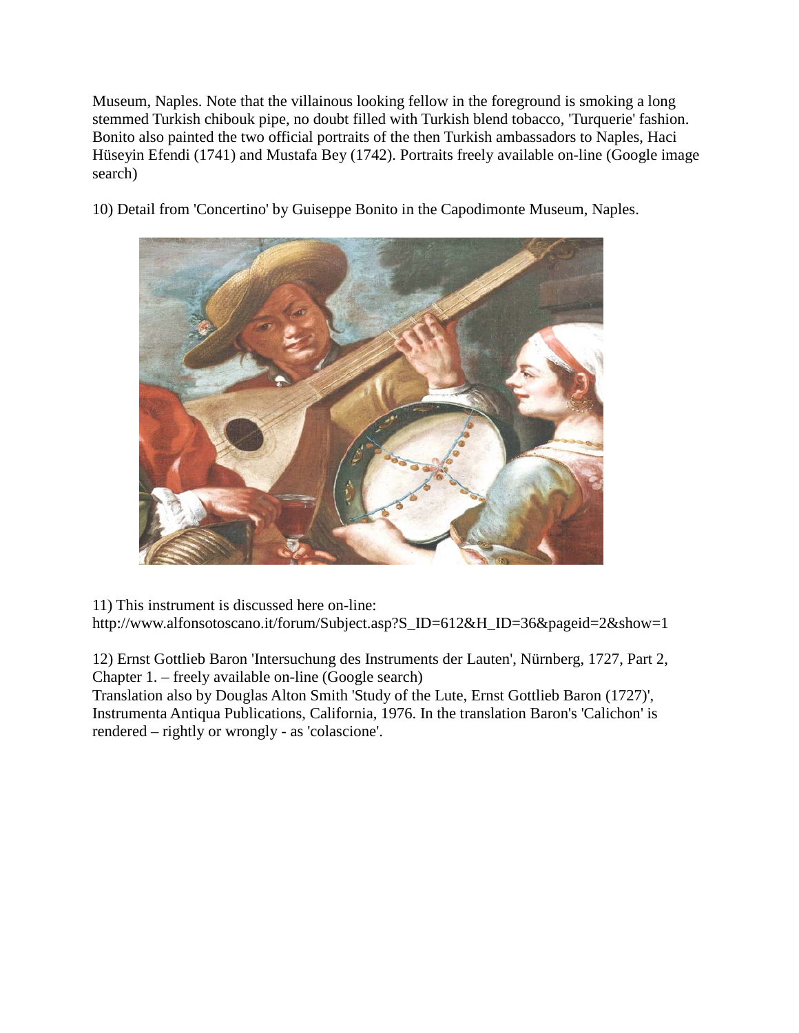Museum, Naples. Note that the villainous looking fellow in the foreground is smoking a long stemmed Turkish chibouk pipe, no doubt filled with Turkish blend tobacco, 'Turquerie' fashion. Bonito also painted the two official portraits of the then Turkish ambassadors to Naples, Haci Hüseyin Efendi (1741) and Mustafa Bey (1742). Portraits freely available on-line (Google image search)

10) Detail from 'Concertino' by Guiseppe Bonito in the Capodimonte Museum, Naples.

11) This instrument is discussed here on-line: http://www.alfonsotoscano.it/forum/Subject.asp?S_ID=612&H_ID=36&pageid=2&show=1

12) Ernst Gottlieb Baron 'Intersuchung des Instruments der Lauten', Nürnberg, 1727, Part 2, Chapter 1. – freely available on-line (Google search)
Translation also by Douglas Alton Smith 'Study of the Lute, Ernst Gottlieb Baron (1727)', Instrumenta Antiqua Publications, California, 1976. In the translation Baron's 'Calichon' is rendered – rightly or wrongly - as 'colascione'.